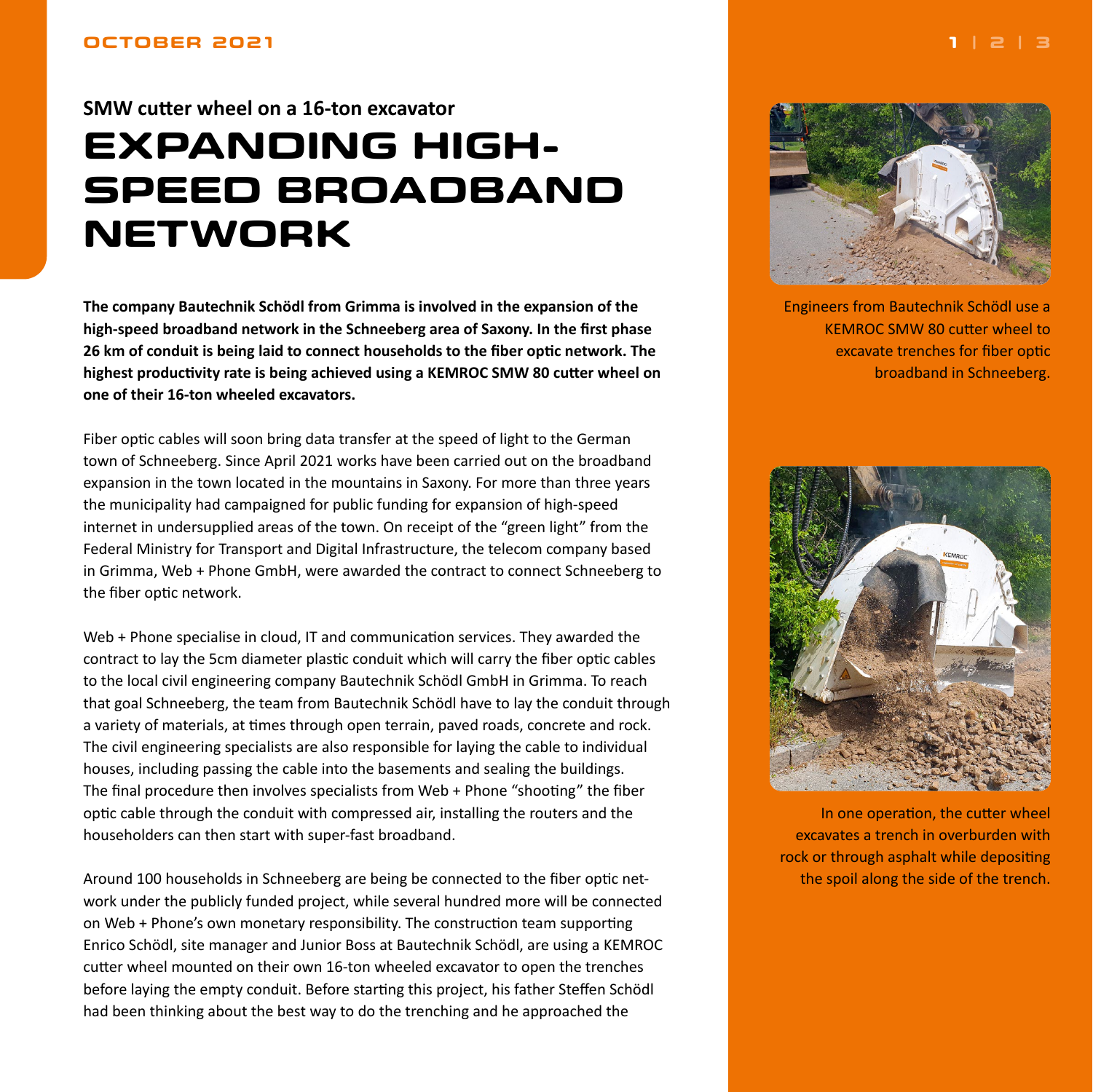OCTOBER 2021

**SMW cutter wheel on a 16-ton excavator**

# EXPANDING HIGH-SPEED BROADBAND NETWORK

**The company Bautechnik Schödl from Grimma is involved in the expansion of the high-speed broadband network in the Schneeberg area of Saxony. In the first phase 26 km of conduit is being laid to connect households to the fiber optic network. The highest productivity rate is being achieved using a KEMROC SMW 80 cutter wheel on one of their 16-ton wheeled excavators.**

Fiber optic cables will soon bring data transfer at the speed of light to the German town of Schneeberg. Since April 2021 works have been carried out on the broadband expansion in the town located in the mountains in Saxony. For more than three years the municipality had campaigned for public funding for expansion of high-speed internet in undersupplied areas of the town. On receipt of the "green light" from the Federal Ministry for Transport and Digital Infrastructure, the telecom company based in Grimma, Web + Phone GmbH, were awarded the contract to connect Schneeberg to the fiber optic network.

Web + Phone specialise in cloud, IT and communication services. They awarded the contract to lay the 5cm diameter plastic conduit which will carry the fiber optic cables to the local civil engineering company Bautechnik Schödl GmbH in Grimma. To reach that goal Schneeberg, the team from Bautechnik Schödl have to lay the conduit through a variety of materials, at times through open terrain, paved roads, concrete and rock. The civil engineering specialists are also responsible for laying the cable to individual houses, including passing the cable into the basements and sealing the buildings. The final procedure then involves specialists from Web + Phone "shooting" the fiber optic cable through the conduit with compressed air, installing the routers and the householders can then start with super-fast broadband.

Around 100 households in Schneeberg are being be connected to the fiber optic network under the publicly funded project, while several hundred more will be connected on Web + Phone's own monetary responsibility. The construction team supporting Enrico Schödl, site manager and Junior Boss at Bautechnik Schödl, are using a KEMROC cutter wheel mounted on their own 16-ton wheeled excavator to open the trenches before laying the empty conduit. Before starting this project, his father Steffen Schödl had been thinking about the best way to do the trenching and he approached the

Engineers from Bautechnik Schödl use a KEMROC SMW 80 cutter wheel to excavate trenches for fiber optic broadband in Schneeberg.

In one operation, the cutter wheel excavates a trench in overburden with rock or through asphalt while depositing the spoil along the side of the trench.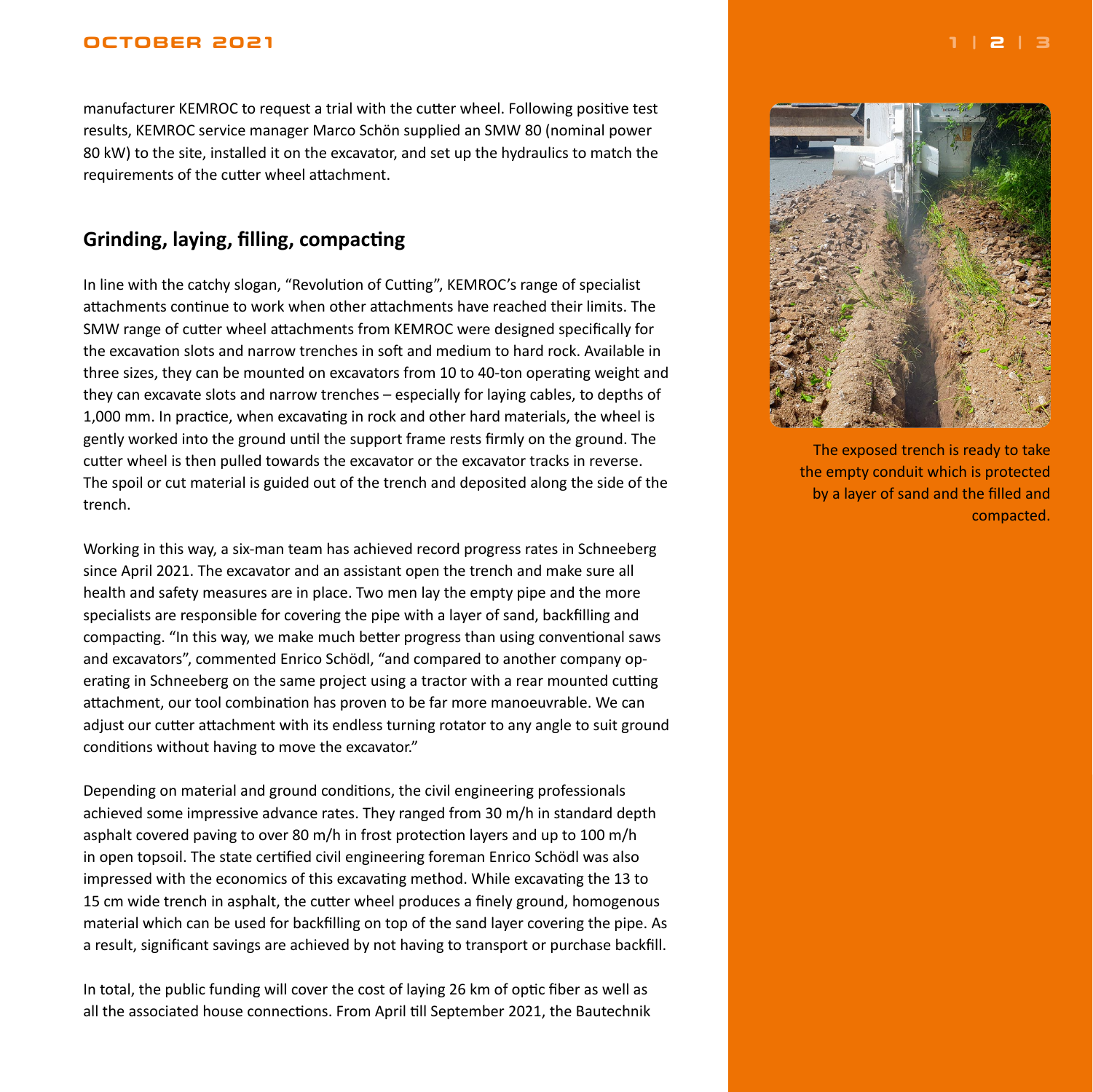manufacturer KEMROC to request a trial with the cutter wheel. Following positive test results, KEMROC service manager Marco Schön supplied an SMW 80 (nominal power 80 kW) to the site, installed it on the excavator, and set up the hydraulics to match the requirements of the cutter wheel attachment.

## Grinding, laying, filling, compacting

In line with the catchy slogan, "Revolution of Cutting", KEMROC's range of specialist attachments continue to work when other attachments have reached their limits. The SMW range of cutter wheel attachments from KEMROC were designed specifically for the excavation slots and narrow trenches in soft and medium to hard rock. Available in three sizes, they can be mounted on excavators from 10 to 40-ton operating weight and they can excavate slots and narrow trenches – especially for laying cables, to depths of 1,000 mm. In practice, when excavating in rock and other hard materials, the wheel is gently worked into the ground until the support frame rests firmly on the ground. The cutter wheel is then pulled towards the excavator or the excavator tracks in reverse. The spoil or cut material is guided out of the trench and deposited along the side of the trench.

Working in this way, a six-man team has achieved record progress rates in Schneeberg since April 2021. The excavator and an assistant open the trench and make sure all health and safety measures are in place. Two men lay the empty pipe and the more specialists are responsible for covering the pipe with a layer of sand, backfilling and compacting. "In this way, we make much better progress than using conventional saws and excavators", commented Enrico Schödl, "and compared to another company operating in Schneeberg on the same project using a tractor with a rear mounted cutting attachment, our tool combination has proven to be far more manoeuvrable. We can adjust our cutter attachment with its endless turning rotator to any angle to suit ground conditions without having to move the excavator."

Depending on material and ground conditions, the civil engineering professionals achieved some impressive advance rates. They ranged from 30 m/h in standard depth asphalt covered paving to over 80 m/h in frost protection layers and up to 100 m/h in open topsoil. The state certified civil engineering foreman Enrico Schödl was also impressed with the economics of this excavating method. While excavating the 13 to 15 cm wide trench in asphalt, the cutter wheel produces a finely ground, homogenous material which can be used for backfilling on top of the sand layer covering the pipe. As a result, significant savings are achieved by not having to transport or purchase backfill.

In total, the public funding will cover the cost of laying 26 km of optic fiber as well as all the associated house connections. From April till September 2021, the Bautechnik

The exposed trench is ready to take the empty conduit which is protected by a layer of sand and the filled and compacted.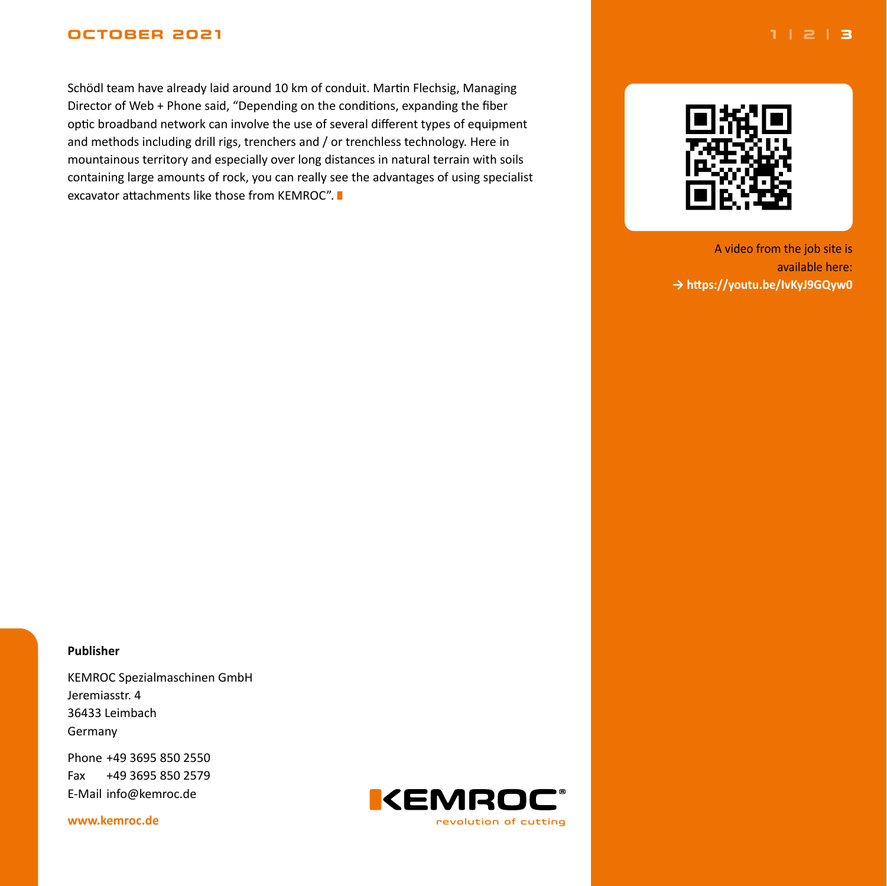Schödl team have already laid around 10 km of conduit. Martin Flechsig, Managing Director of Web + Phone said, “Depending on the conditions, expanding the fiber optic broadband network can involve the use of several different types of equipment and methods including drill rigs, trenchers and / or trenchless technology. Here in mountainous territory and especially over long distances in natural terrain with soils containing large amounts of rock, you can really see the advantages of using specialist excavator attachments like those from KEMROC”.

A video from the job site is available here:
→ **https://youtu.be/IvKyJ9GQyw0**

**Publisher**

KEMROC Spezialmaschinen GmbH
Jeremiasstr. 4
36433 Leimbach
Germany

Phone +49 3695 850 2550
Fax +49 3695 850 2579
E-Mail info@kemroc.de

**www.kemroc.de**

KEMROC®
revolution of cutting